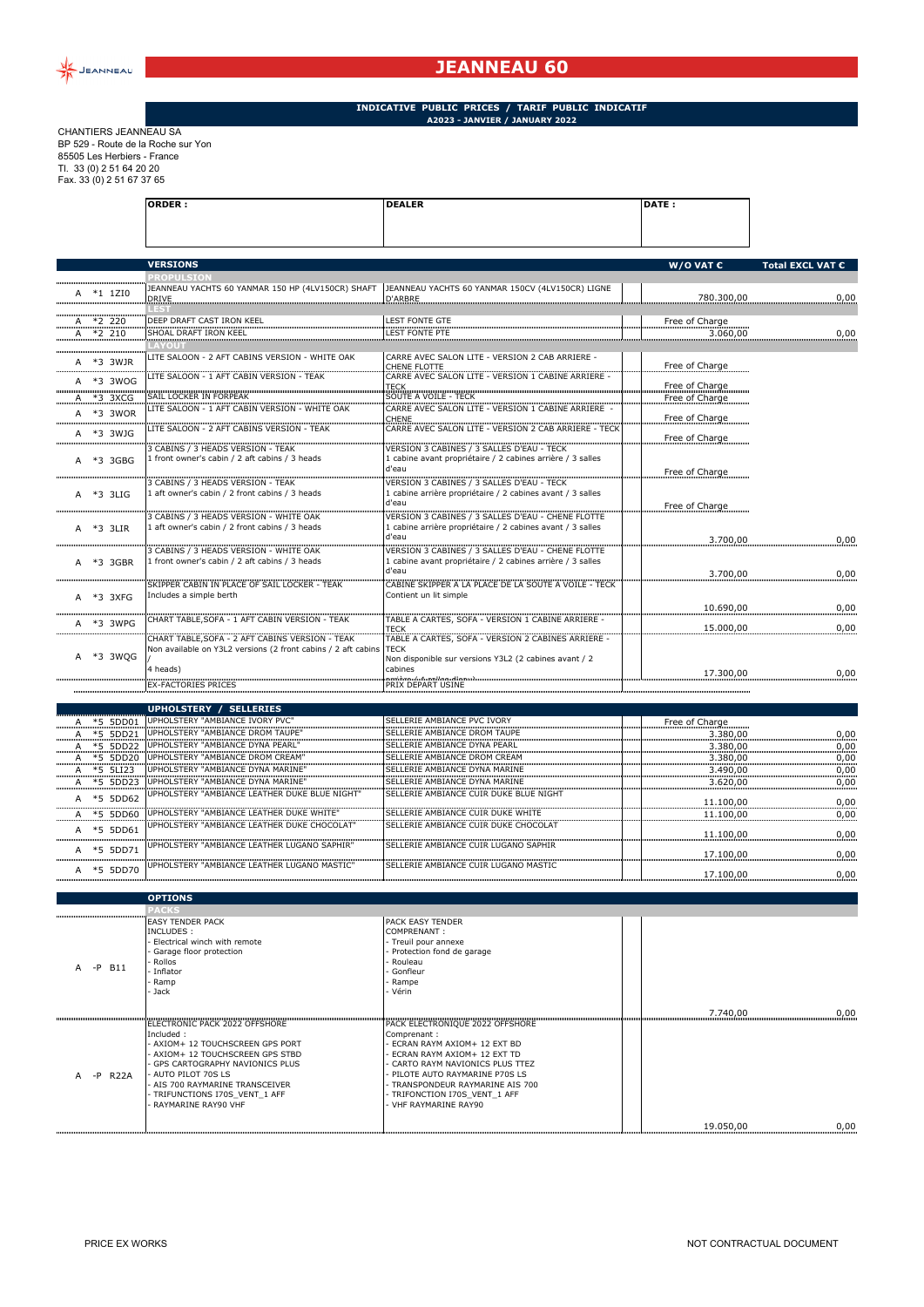# JEANNEAU 60

**INDICATIVE PUBLIC PRICES / TARIF PUBLIC INDICATIF**
**A2023 - JANVIER / JANUARY 2022**

CHANTIERS JEANNEAU SA
BP 529 - Route de la Roche sur Yon
85505 Les Herbiers - France
Tl. 33 (0) 2 51 64 20 20
Fax. 33 (0) 2 51 67 37 65

| ORDER : | DEALER | DATE : |
|---|---|---|
| | | |

| | | VERSIONS | | W/O VAT € | Total EXCL VAT € |
|---|---|---|---|---|---|
| | | **PROPULSION** | | | |
| A | *1 1ZI0 | JEANNEAU YACHTS 60 YANMAR 150 HP (4LV150CR) SHAFT DRIVE | JEANNEAU YACHTS 60 YANMAR 150CV (4LV150CR) LIGNE D'ARBRE | 780.300,00 | 0,00 |
| | | **LEST** | | | |
| A | *2 220 | DEEP DRAFT CAST IRON KEEL | LEST FONTE GTE | Free of Charge | |
| A | *2 210 | SHOAL DRAFT IRON KEEL | LEST FONTE PTE | 3.060,00 | 0,00 |
| | | **LAYOUT** | | | |
| A | *3 3WJR | LITE SALOON - 2 AFT CABINS VERSION - WHITE OAK | CARRE AVEC SALON LITE - VERSION 2 CAB ARRIERE - CHENE FLOTTE | Free of Charge | |
| A | *3 3WOG | LITE SALOON - 1 AFT CABIN VERSION - TEAK | CARRE AVEC SALON LITE - VERSION 1 CABINE ARRIERE - TECK | Free of Charge | |
| A | *3 3XCG | SAIL LOCKER IN FORPEAK | SOUTE A VOILE - TECK | Free of Charge | |
| A | *3 3WOR | LITE SALOON - 1 AFT CABIN VERSION - WHITE OAK | CARRE AVEC SALON LITE - VERSION 1 CABINE ARRIERE - CHENE | Free of Charge | |
| A | *3 3WJG | LITE SALOON - 2 AFT CABINS VERSION - TEAK | CARRE AVEC SALON LITE - VERSION 2 CAB ARRIERE - TECK | Free of Charge | |
| A | *3 3GBG | 3 CABINS / 3 HEADS VERSION - TEAK<br>1 front owner's cabin / 2 aft cabins / 3 heads | VERSION 3 CABINES / 3 SALLES D'EAU - TECK<br>1 cabine avant propriétaire / 2 cabines arrière / 3 salles d'eau | Free of Charge | |
| A | *3 3LIG | 3 CABINS / 3 HEADS VERSION - TEAK<br>1 aft owner's cabin / 2 front cabins / 3 heads | VERSION 3 CABINES / 3 SALLES D'EAU - TECK<br>1 cabine arrière propriétaire / 2 cabines avant / 3 salles d'eau | Free of Charge | |
| A | *3 3LIR | 3 CABINS / 3 HEADS VERSION - WHITE OAK<br>1 aft owner's cabin / 2 front cabins / 3 heads | VERSION 3 CABINES / 3 SALLES D'EAU - CHENE FLOTTE<br>1 cabine arrière propriétaire / 2 cabines avant / 3 salles d'eau | 3.700,00 | 0,00 |
| A | *3 3GBR | 3 CABINS / 3 HEADS VERSION - WHITE OAK<br>1 front owner's cabin / 2 aft cabins / 3 heads | VERSION 3 CABINES / 3 SALLES D'EAU - CHENE FLOTTE<br>1 cabine avant propriétaire / 2 cabines arrière / 3 salles d'eau | 3.700,00 | 0,00 |
| A | *3 3XFG | SKIPPER CABIN IN PLACE OF SAIL LOCKER - TEAK<br>Includes a simple berth | CABINE SKIPPER A LA PLACE DE LA SOUTE A VOILE - TECK<br>Contient un lit simple | 10.690,00 | 0,00 |
| A | *3 3WPG | CHART TABLE,SOFA - 1 AFT CABIN VERSION - TEAK | TABLE A CARTES, SOFA - VERSION 1 CABINE ARRIERE - TECK | 15.000,00 | 0,00 |
| A | *3 3WQG | CHART TABLE,SOFA - 2 AFT CABINS VERSION - TEAK<br>Non available on Y3L2 versions (2 front cabins / 2 aft cabins / 4 heads) | TABLE A CARTES, SOFA - VERSION 2 CABINES ARRIERE - TECK<br>Non disponible sur versions Y3L2 (2 cabines avant / 2 cabines ... | 17.300,00 | 0,00 |
| | | EX-FACTORIES PRICES | PRIX DEPART USINE | | |

| | | UPHOLSTERY / SELLERIES | | | |
|---|---|---|---|---|---|
| A | *5 5DD01 | UPHOLSTERY "AMBIANCE IVORY PVC" | SELLERIE AMBIANCE PVC IVORY | Free of Charge | |
| A | *5 5DD21 | UPHOLSTERY "AMBIANCE DROM TAUPE" | SELLERIE AMBIANCE DROM TAUPE | 3.380,00 | 0,00 |
| A | *5 5DD22 | UPHOLSTERY "AMBIANCE DYNA PEARL" | SELLERIE AMBIANCE DYNA PEARL | 3.380,00 | 0,00 |
| A | *5 5DD20 | UPHOLSTERY "AMBIANCE DROM CREAM" | SELLERIE AMBIANCE DROM CREAM | 3.380,00 | 0,00 |
| A | *5 5LI23 | UPHOLSTERY "AMBIANCE DYNA MARINE" | SELLERIE AMBIANCE DYNA MARINE | 3.490,00 | 0,00 |
| A | *5 5DD23 | UPHOLSTERY "AMBIANCE DYNA MARINE" | SELLERIE AMBIANCE DYNA MARINE | 3.620,00 | 0,00 |
| A | *5 5DD62 | UPHOLSTERY "AMBIANCE LEATHER DUKE BLUE NIGHT" | SELLERIE AMBIANCE CUIR DUKE BLUE NIGHT | 11.100,00 | 0,00 |
| A | *5 5DD60 | UPHOLSTERY "AMBIANCE LEATHER DUKE WHITE" | SELLERIE AMBIANCE CUIR DUKE WHITE | 11.100,00 | 0,00 |
| A | *5 5DD61 | UPHOLSTERY "AMBIANCE LEATHER DUKE CHOCOLAT" | SELLERIE AMBIANCE CUIR DUKE CHOCOLAT | 11.100,00 | 0,00 |
| A | *5 5DD71 | UPHOLSTERY "AMBIANCE LEATHER LUGANO SAPHIR" | SELLERIE AMBIANCE CUIR LUGANO SAPHIR | 17.100,00 | 0,00 |
| A | *5 5DD70 | UPHOLSTERY "AMBIANCE LEATHER LUGANO MASTIC" | SELLERIE AMBIANCE CUIR LUGANO MASTIC | 17.100,00 | 0,00 |

| | | OPTIONS | | | |
|---|---|---|---|---|---|
| | | **PACKS** | | | |
| A | -P B11 | EASY TENDER PACK<br>INCLUDES :<br>- Electrical winch with remote<br>- Garage floor protection<br>- Rollos<br>- Inflator<br>- Ramp<br>- Jack | PACK EASY TENDER<br>COMPRENANT :<br>- Treuil pour annexe<br>- Protection fond de garage<br>- Rouleau<br>- Gonfleur<br>- Rampe<br>- Vérin | 7.740,00 | 0,00 |
| A | -P R22A | ELECTRONIC PACK 2022 OFFSHORE<br>Included :<br>- AXIOM+ 12 TOUCHSCREEN GPS PORT<br>- AXIOM+ 12 TOUCHSCREEN GPS STBD<br>- GPS CARTOGRAPHY NAVIONICS PLUS<br>- AUTO PILOT 70S LS<br>- AIS 700 RAYMARINE TRANSCEIVER<br>- TRIFUNCTIONS I70S_VENT_1 AFF<br>- RAYMARINE RAY90 VHF | PACK ELECTRONIQUE 2022 OFFSHORE<br>Comprenant :<br>- ECRAN RAYM AXIOM+ 12 EXT BD<br>- ECRAN RAYM AXIOM+ 12 EXT TD<br>- CARTO RAYM NAVIONICS PLUS TTEZ<br>- PILOTE AUTO RAYMARINE P70S LS<br>- TRANSPONDEUR RAYMARINE AIS 700<br>- TRIFONCTION I70S_VENT_1 AFF<br>- VHF RAYMARINE RAY90 | 19.050,00 | 0,00 |

PRICE EX WORKS

NOT CONTRACTUAL DOCUMENT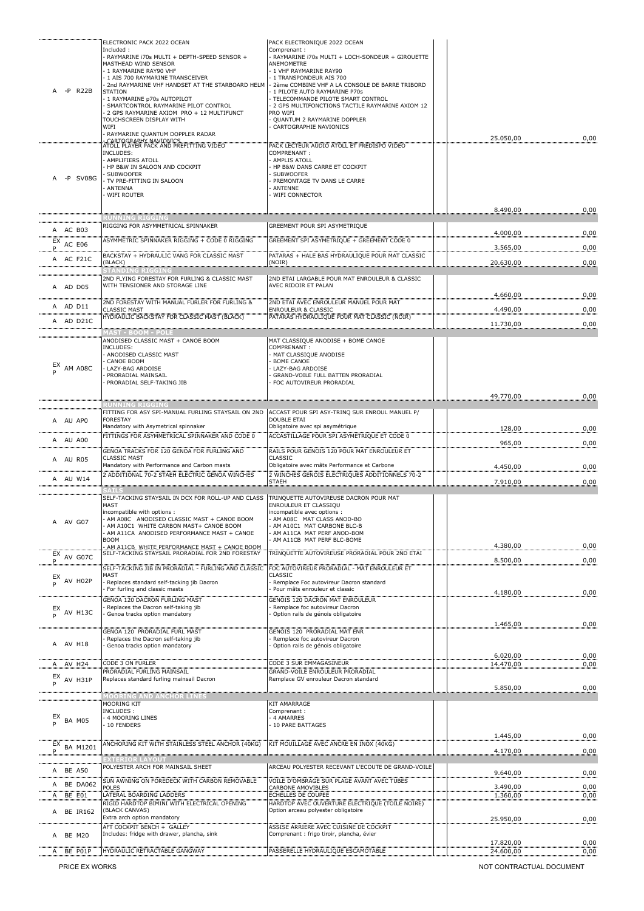| | Code | Description (EN) | Description (FR) | | Price | |
|---|---|---|---|---|---|---|
| A | -P R22B | ELECTRONIC PACK 2022 OCEAN<br>Included :<br>- RAYMARINE i70s MULTI + DEPTH-SPEED SENSOR + MASTHEAD WIND SENSOR<br>- 1 RAYMARINE RAY90 VHF<br>- 1 AIS 700 RAYMARINE TRANSCEIVER<br>- 2nd RAYMARINE VHF HANDSET AT THE STARBOARD HELM STATION<br>- 1 RAYMARINE p70s AUTOPILOT<br>- SMARTCONTROL RAYMARINE PILOT CONTROL<br>- 2 GPS RAYMARINE AXIOM PRO + 12 MULTIFUNCT TOUCHSCREEN DISPLAY WITH WIFI<br>- RAYMARINE QUANTUM DOPPLER RADAR<br>- CARTOGRAPHY NAVIONICS | PACK ELECTRONIQUE 2022 OCEAN<br>Comprenant :<br>- RAYMARINE i70s MULTI + LOCH-SONDEUR + GIROUETTE ANEMOMETRE<br>- 1 VHF RAYMARINE RAY90<br>- 1 TRANSPONDEUR AIS 700<br>- 2ème COMBINE VHF A LA CONSOLE DE BARRE TRIBORD<br>- 1 PILOTE AUTO RAYMARINE P70s<br>- TELECOMMANDE PILOTE SMART CONTROL<br>- 2 GPS MULTIFONCTIONS TACTILE RAYMARINE AXIOM 12 PRO WIFI<br>- QUANTUM 2 RAYMARINE DOPPLER<br>- CARTOGRAPHIE NAVIONICS | | 25.050,00 | 0,00 |
| A | -P SV08G | ATOLL PLAYER PACK AND PREFITTING VIDEO<br>INCLUDES:<br>- AMPLIFIERS ATOLL<br>- HP B&W IN SALOON AND COCKPIT<br>- SUBWOOFER<br>- TV PRE-FITTING IN SALOON<br>- ANTENNA<br>- WIFI ROUTER | PACK LECTEUR AUDIO ATOLL ET PREDISPO VIDEO<br>COMPRENANT :<br>- AMPLIS ATOLL<br>- HP B&W DANS CARRE ET COCKPIT<br>- SUBWOOFER<br>- PREMONTAGE TV DANS LE CARRE<br>- ANTENNE<br>- WIFI CONNECTOR | | 8.490,00 | 0,00 |
| | | **RUNNING RIGGING** | | | | |
| A | AC B03 | RIGGING FOR ASYMMETRICAL SPINNAKER | GREEMENT POUR SPI ASYMETRIQUE | | 4.000,00 | 0,00 |
| EX P | AC E06 | ASYMMETRIC SPINNAKER RIGGING + CODE 0 RIGGING | GREEMENT SPI ASYMETRIQUE + GREEMENT CODE 0 | | 3.565,00 | 0,00 |
| A | AC F21C | BACKSTAY + HYDRAULIC VANG FOR CLASSIC MAST (BLACK) | PATARAS + HALE BAS HYDRAULIQUE POUR MAT CLASSIC (NOIR) | | 20.630,00 | 0,00 |
| | | **STANDING RIGGING** | | | | |
| A | AD D05 | 2ND FLYING FORESTAY FOR FURLING & CLASSIC MAST WITH TENSIONER AND STORAGE LINE | 2ND ETAI LARGABLE POUR MAT ENROULEUR & CLASSIC AVEC RIDOIR ET PALAN | | 4.660,00 | 0,00 |
| A | AD D11 | 2ND FORESTAY WITH MANUAL FURLER FOR FURLING & CLASSIC MAST | 2ND ETAI AVEC ENROULEUR MANUEL POUR MAT ENROULEUR & CLASSIC | | 4.490,00 | 0,00 |
| A | AD D21C | HYDRAULIC BACKSTAY FOR CLASSIC MAST (BLACK) | PATARAS HYDRAULIQUE POUR MAT CLASSIC (NOIR) | | 11.730,00 | 0,00 |
| | | **MAST - BOOM - POLE** | | | | |
| EX P | AM A08C | ANODISED CLASSIC MAST + CANOE BOOM<br>INCLUDES:<br>- ANODISED CLASSIC MAST<br>- CANOE BOOM<br>- LAZY-BAG ARDOISE<br>- PRORADIAL MAINSAIL<br>- PRORADIAL SELF-TAKING JIB | MAT CLASSIQUE ANODISE + BOME CANOE<br>COMPRENANT :<br>- MAT CLASSIQUE ANODISE<br>- BOME CANOE<br>- LAZY-BAG ARDOISE<br>- GRAND-VOILE FULL BATTEN PRORADIAL<br>- FOC AUTOVIREUR PRORADIAL | | 49.770,00 | 0,00 |
| | | **RUNNING RIGGING** | | | | |
| A | AU AP0 | FITTING FOR ASY SPI-MANUAL FURLING STAYSAIL ON 2ND FORESTAY<br>Mandatory with Asymetrical spinnaker | ACCAST POUR SPI ASY-TRINQ SUR ENROUL MANUEL P/ DOUBLE ETAI<br>Obligatoire avec spi asymétrique | | 128,00 | 0,00 |
| A | AU A00 | FITTINGS FOR ASYMMETRICAL SPINNAKER AND CODE 0 | ACCASTILLAGE POUR SPI ASYMETRIQUE ET CODE 0 | | 965,00 | 0,00 |
| A | AU R05 | GENOA TRACKS FOR 120 GENOA FOR FURLING AND CLASSIC MAST<br>Mandatory with Performance and Carbon masts | RAILS POUR GENOIS 120 POUR MAT ENROULEUR ET CLASSIC<br>Obligatoire avec mâts Performance et Carbone | | 4.450,00 | 0,00 |
| A | AU W14 | 2 ADDITIONAL 70-2 STAEH ELECTRIC GENOA WINCHES | 2 WINCHES GENOIS ELECTRIQUES ADDITIONNELS 70-2 STAEH | | 7.910,00 | 0,00 |
| | | **SAILS** | | | | |
| A | AV G07 | SELF-TACKING STAYSAIL IN DCX FOR ROLL-UP AND CLASS MAST<br>incompatible with options :<br>- AM A08C ANODISED CLASSIC MAST + CANOE BOOM<br>- AM A10C1 WHITE CARBON MAST+ CANOE BOOM<br>- AM A11CA ANODISED PERFORMANCE MAST + CANOE BOOM<br>- AM A11CB WHITE PERFORMANCE MAST + CANOE BOOM | TRINQUETTE AUTOVIREUSE DACRON POUR MAT ENROULEUR ET CLASSIQU<br>incompatible avec options :<br>- AM A08C MAT CLASS ANOD-BO<br>- AM A10C1 MAT CARBONE BLC-B<br>- AM A11CA MAT PERF ANOD-BOM<br>- AM A11CB MAT PERF BLC-BOME | | 4.380,00 | 0,00 |
| EX P | AV G07C | SELF-TACKING STAYSAIL PRORADIAL FOR 2ND FORESTAY | TRINQUETTE AUTOVIREUSE PRORADIAL POUR 2ND ETAI | | 8.500,00 | 0,00 |
| EX P | AV H02P | SELF-TACKING JIB IN PRORADIAL - FURLING AND CLASSIC MAST<br>- Replaces standard self-tacking jib Dacron<br>- For furling and classic masts | FOC AUTOVIREUR PRORADIAL - MAT ENROULEUR ET CLASSIC<br>- Remplace Foc autovireur Dacron standard<br>- Pour mâts enrouleur et classic | | 4.180,00 | 0,00 |
| EX P | AV H13C | GENOA 120 DACRON FURLING MAST<br>- Replaces the Dacron self-taking jib<br>- Genoa tracks option mandatory | GENOIS 120 DACRON MAT ENROULEUR<br>- Remplace foc autovireur Dacron<br>- Option rails de génois obligatoire | | 1.465,00 | 0,00 |
| A | AV H18 | GENOA 120 PRORADIAL FURL MAST<br>- Replaces the Dacron self-taking jib<br>- Genoa tracks option mandatory | GENOIS 120 PRORADIAL MAT ENR<br>- Remplace foc autovireur Dacron<br>- Option rails de génois obligatoire | | 6.020,00 | 0,00 |
| A | AV H24 | CODE 0 ON FURLER | CODE 0 SUR EMMAGASINEUR | | 14.470,00 | 0,00 |
| EX P | AV H31P | PRORADIAL FURLING MAINSAIL<br>Replaces standard furling mainsail Dacron | GRAND-VOILE ENROULEUR PRORADIAL<br>Remplace GV enrouleur Dacron standard | | 5.850,00 | 0,00 |
| | | **MOORING AND ANCHOR LINES** | | | | |
| EX P | BA M05 | MOORING KIT<br>INCLUDES :<br>- 4 MOORING LINES<br>- 10 FENDERS | KIT AMARRAGE<br>Comprenant :<br>- 4 AMARRES<br>- 10 PARE BATTAGES | | 1.445,00 | 0,00 |
| EX P | BA M1201 | ANCHORING KIT WITH STAINLESS STEEL ANCHOR (40KG) | KIT MOUILLAGE AVEC ANCRE EN INOX (40KG) | | 4.170,00 | 0,00 |
| | | **EXTERIOR LAYOUT** | | | | |
| A | BE A50 | POLYESTER ARCH FOR MAINSAIL SHEET | ARCEAU POLYESTER RECEVANT L'ECOUTE DE GRAND-VOILE | | 9.640,00 | 0,00 |
| A | BE DA062 | SUN AWNING ON FOREDECK WITH CARBON REMOVABLE POLES | VOILE D'OMBRAGE SUR PLAGE AVANT AVEC TUBES CARBONE AMOVIBLES | | 3.490,00 | 0,00 |
| A | BE E01 | LATERAL BOARDING LADDERS | ECHELLES DE COUPEE | | 1.360,00 | 0,00 |
| A | BE IR162 | RIGID HARDTOP BIMINI WITH ELECTRICAL OPENING (BLACK CANVAS)<br>Extra arch option mandatory | HARDTOP AVEC OUVERTURE ELECTRIQUE (TOILE NOIRE)<br>Option arceau polyester obligatoire | | 25.950,00 | 0,00 |
| A | BE M20 | AFT COCKPIT BENCH + GALLEY<br>Includes: fridge with drawer, plancha, sink | ASSISE ARRIERE AVEC CUISINE DE COCKPIT<br>Comprenant : frigo tiroir, plancha, évier | | 17.820,00 | 0,00 |
| A | BE P01P | HYDRAULIC RETRACTABLE GANGWAY | PASSERELLE HYDRAULIQUE ESCAMOTABLE | | 24.600,00 | 0,00 |

PRICE EX WORKS

NOT CONTRACTUAL DOCUMENT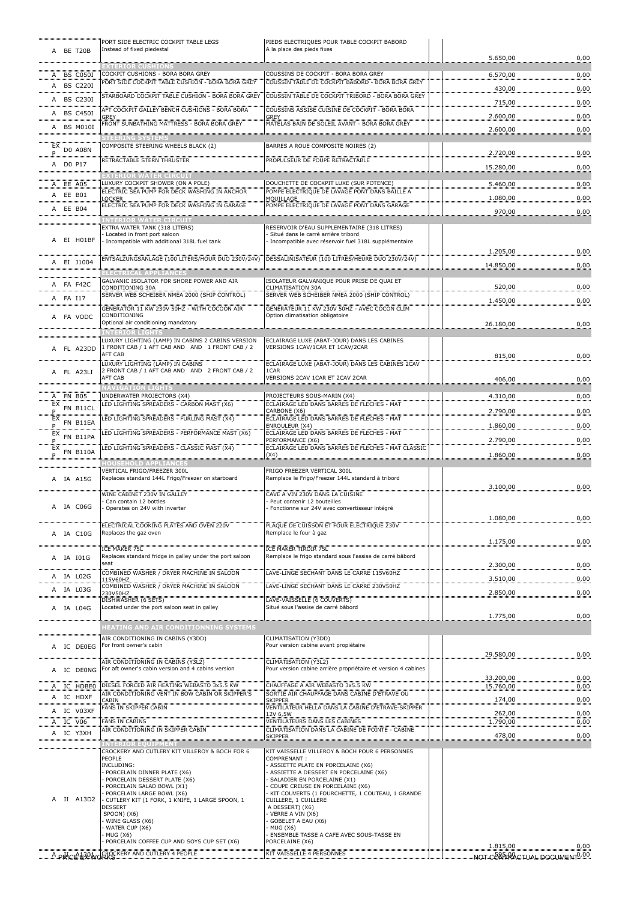| | | | | | |
|---|---|---|---|---|---|
| A | BE T20B | PORT SIDE ELECTRIC COCKPIT TABLE LEGS<br>Instead of fixed piedestal | PIEDS ELECTRIQUES POUR TABLE COCKPIT BABORD<br>A la place des pieds fixes | 5.650,00 | 0,00 |
| | | **EXTERIOR CUSHIONS** | | | |
| A | BS C050I | COCKPIT CUSHIONS - BORA BORA GREY | COUSSINS DE COCKPIT - BORA BORA GREY | 6.570,00 | 0,00 |
| A | BS C220I | PORT SIDE COCKPIT TABLE CUSHION - BORA BORA GREY | COUSSIN TABLE DE COCKPIT BABORD - BORA BORA GREY | 430,00 | 0,00 |
| A | BS C230I | STARBOARD COCKPIT TABLE CUSHION - BORA BORA GREY | COUSSIN TABLE DE COCKPIT TRIBORD - BORA BORA GREY | 715,00 | 0,00 |
| A | BS C450I | AFT COCKPIT GALLEY BENCH CUSHIONS - BORA BORA GREY | COUSSINS ASSISE CUISINE DE COCKPIT - BORA BORA GREY | 2.600,00 | 0,00 |
| A | BS M010I | FRONT SUNBATHING MATTRESS - BORA BORA GREY | MATELAS BAIN DE SOLEIL AVANT - BORA BORA GREY | 2.600,00 | 0,00 |
| | | **STEERING SYSTEMS** | | | |
| EXP | D0 A08N | COMPOSITE STEERING WHEELS BLACK (2) | BARRES A ROUE COMPOSITE NOIRES (2) | 2.720,00 | 0,00 |
| A | D0 P17 | RETRACTABLE STERN THRUSTER | PROPULSEUR DE POUPE RETRACTABLE | 15.280,00 | 0,00 |
| | | **EXTERIOR WATER CIRCUIT** | | | |
| A | EE A05 | LUXURY COCKPIT SHOWER (ON A POLE) | DOUCHETTE DE COCKPIT LUXE (SUR POTENCE) | 5.460,00 | 0,00 |
| A | EE B01 | ELECTRIC SEA PUMP FOR DECK WASHING IN ANCHOR LOCKER | POMPE ELECTRIQUE DE LAVAGE PONT DANS BAILLE A MOUILLAGE | 1.080,00 | 0,00 |
| A | EE B04 | ELECTRIC SEA PUMP FOR DECK WASHING IN GARAGE | POMPE ELECTRIQUE DE LAVAGE PONT DANS GARAGE | 970,00 | 0,00 |
| | | **INTERIOR WATER CIRCUIT** | | | |
| A | EI H01BF | EXTRA WATER TANK (318 LITERS)<br>- Located in front port saloon<br>- Incompatible with additional 318L fuel tank | RESERVOIR D'EAU SUPPLEMENTAIRE (318 LITRES)<br>- Situé dans le carré arrière tribord<br>- Incompatible avec réservoir fuel 318L supplémentaire | 1.205,00 | 0,00 |
| A | EI J1004 | ENTSALZUNGSANLAGE (100 LITERS/HOUR DUO 230V/24V) | DESSALINISATEUR (100 LITRES/HEURE DUO 230V/24V) | 14.850,00 | 0,00 |
| | | **ELECTRICAL APPLIANCES** | | | |
| A | FA F42C | GALVANIC ISOLATOR FOR SHORE POWER AND AIR CONDITIONING 30A | ISOLATEUR GALVANIQUE POUR PRISE DE QUAI ET CLIMATISATION 30A | 520,00 | 0,00 |
| A | FA I17 | SERVER WEB SCHEIBER NMEA 2000 (SHIP CONTROL) | SERVER WEB SCHEIBER NMEA 2000 (SHIP CONTROL) | 1.450,00 | 0,00 |
| A | FA VODC | GENERATOR 11 KW 230V 50HZ - WITH COCOON AIR CONDITIONING<br>Optional air conditioning mandatory | GENERATEUR 11 KW 230V 50HZ - AVEC COCON CLIM<br>Option climatisation obligatoire | 26.180,00 | 0,00 |
| | | **INTERIOR LIGHTS** | | | |
| A | FL A23DD | LUXURY LIGHTING (LAMP) IN CABINS 2 CABINS VERSION 1 FRONT CAB / 1 AFT CAB AND AND 1 FRONT CAB / 2 AFT CAB | ECLAIRAGE LUXE (ABAT-JOUR) DANS LES CABINES VERSIONS 1CAV/1CAR ET 1CAV/2CAR | 815,00 | 0,00 |
| A | FL A23LI | LUXURY LIGHTING (LAMP) IN CABINS<br>2 FRONT CAB / 1 AFT CAB AND AND 2 FRONT CAB / 2 AFT CAB | ECLAIRAGE LUXE (ABAT-JOUR) DANS LES CABINES 2CAV 1CAR<br>VERSIONS 2CAV 1CAR ET 2CAV 2CAR | 406,00 | 0,00 |
| | | **NAVIGATION LIGHTS** | | | |
| A | FN B05 | UNDERWATER PROJECTORS (X4) | PROJECTEURS SOUS-MARIN (X4) | 4.310,00 | 0,00 |
| EXP | FN B11CL | LED LIGHTING SPREADERS - CARBON MAST (X6) | ECLAIRAGE LED DANS BARRES DE FLECHES - MAT CARBONE (X6) | 2.790,00 | 0,00 |
| EXP | FN B11EA | LED LIGHTING SPREADERS - FURLING MAST (X4) | ECLAIRAGE LED DANS BARRES DE FLECHES - MAT ENROULEUR (X4) | 1.860,00 | 0,00 |
| EXP | FN B11PA | LED LIGHTING SPREADERS - PERFORMANCE MAST (X6) | ECLAIRAGE LED DANS BARRES DE FLECHES - MAT PERFORMANCE (X6) | 2.790,00 | 0,00 |
| EXP | FN B110A | LED LIGHTING SPREADERS - CLASSIC MAST (X4) | ECLAIRAGE LED DANS BARRES DE FLECHES - MAT CLASSIC (X4) | 1.860,00 | 0,00 |
| | | **HOUSEHOLD APPLIANCES** | | | |
| A | IA A15G | VERTICAL FRIGO/FREEZER 300L<br>Replaces standard 144L Frigo/Freezer on starboard | FRIGO FREEZER VERTICAL 300L<br>Remplace le Frigo/Freezer 144L standard à tribord | 3.100,00 | 0,00 |
| A | IA C06G | WINE CABINET 230V IN GALLEY<br>- Can contain 12 bottles<br>- Operates on 24V with inverter | CAVE A VIN 230V DANS LA CUISINE<br>- Peut contenir 12 bouteilles<br>- Fonctionne sur 24V avec convertisseur intégré | 1.080,00 | 0,00 |
| A | IA C10G | ELECTRICAL COOKING PLATES AND OVEN 220V<br>Replaces the gaz oven | PLAQUE DE CUISSON ET FOUR ELECTRIQUE 230V<br>Remplace le four à gaz | 1.175,00 | 0,00 |
| A | IA I01G | ICE MAKER 75L<br>Replaces standard fridge in galley under the port saloon seat | ICE MAKER TIROIR 75L<br>Remplace le frigo standard sous l'assise de carré bâbord | 2.300,00 | 0,00 |
| A | IA L02G | COMBINED WASHER / DRYER MACHINE IN SALOON 115V60HZ | LAVE-LINGE SECHANT DANS LE CARRE 115V60HZ | 3.510,00 | 0,00 |
| A | IA L03G | COMBINED WASHER / DRYER MACHINE IN SALOON 230V50HZ | LAVE-LINGE SECHANT DANS LE CARRE 230V50HZ | 2.850,00 | 0,00 |
| A | IA L04G | DISHWASHER (6 SETS)<br>Located under the port saloon seat in galley | LAVE-VAISSELLE (6 COUVERTS)<br>Situé sous l'assise de carré bâbord | 1.775,00 | 0,00 |
| | | **HEATING AND AIR CONDITIONNING SYSTEMS** | | | |
| A | IC DE0EG | AIR CONDITIONING IN CABINS (Y3DD)<br>For front owner's cabin | CLIMATISATION (Y3DD)<br>Pour version cabine avant propiétaire | 29.580,00 | 0,00 |
| A | IC DE0NG | AIR CONDITIONING IN CABINS (Y3L2)<br>For aft owner's cabin version and 4 cabins version | CLIMATISATION (Y3L2)<br>Pour version cabine arrière propriétaire et version 4 cabines | 33.200,00 | 0,00 |
| A | IC HDBE0 | DIESEL FORCED AIR HEATING WEBASTO 3x5.5 KW | CHAUFFAGE A AIR WEBASTO 3x5.5 KW | 15.760,00 | 0,00 |
| A | IC HDXF | AIR CONDITIONING VENT IN BOW CABIN OR SKIPPER'S CABIN | SORTIE AIR CHAUFFAGE DANS CABINE D'ETRAVE OU SKIPPER | 174,00 | 0,00 |
| A | IC V03XF | FANS IN SKIPPER CABIN | VENTILATEUR HELLA DANS LA CABINE D'ETRAVE-SKIPPER 12V 6,5W | 262,00 | 0,00 |
| A | IC V06 | FANS IN CABINS | VENTILATEURS DANS LES CABINES | 1.790,00 | 0,00 |
| A | IC Y3XH | AIR CONDITIONING IN SKIPPER CABIN | CLIMATISATION DANS LA CABINE DE POINTE - CABINE SKIPPER | 478,00 | 0,00 |
| | | **INTERIOR EQUIPMENT** | | | |
| A | II A13D2 | CROCKERY AND CUTLERY KIT VILLEROY & BOCH FOR 6 PEOPLE<br>INCLUDING:<br>- PORCELAIN DINNER PLATE (X6)<br>- PORCELAIN DESSERT PLATE (X6)<br>- PORCELAIN SALAD BOWL (X1)<br>- PORCELAIN LARGE BOWL (X6)<br>- CUTLERY KIT (1 FORK, 1 KNIFE, 1 LARGE SPOON, 1 DESSERT SPOON) (X6)<br>- WINE GLASS (X6)<br>- WATER CUP (X6)<br>- MUG (X6)<br>- PORCELAIN COFFEE CUP AND SOYS CUP SET (X6) | KIT VAISSELLE VILLEROY & BOCH POUR 6 PERSONNES COMPRENANT :<br>- ASSIETTE PLATE EN PORCELAINE (X6)<br>- ASSIETTE A DESSERT EN PORCELAINE (X6)<br>- SALADIER EN PORCELAINE (X1)<br>- COUPE CREUSE EN PORCELAINE (X6)<br>- KIT COUVERTS (1 FOURCHETTE, 1 COUTEAU, 1 GRANDE CUILLERE, 1 CUILLERE A DESSERT) (X6)<br>- VERRE A VIN (X6)<br>- GOBELET A EAU (X6)<br>- MUG (X6)<br>- ENSEMBLE TASSE A CAFE AVEC SOUS-TASSE EN PORCELAINE (X6) | 1.815,00 | 0,00 |
| A | II A13D1 | CROCKERY AND CUTLERY 4 PEOPLE | KIT VAISSELLE 4 PERSONNES | 595,00 | 0,00 |

PRICE EX WORKS — NOT CONTRACTUAL DOCUMENT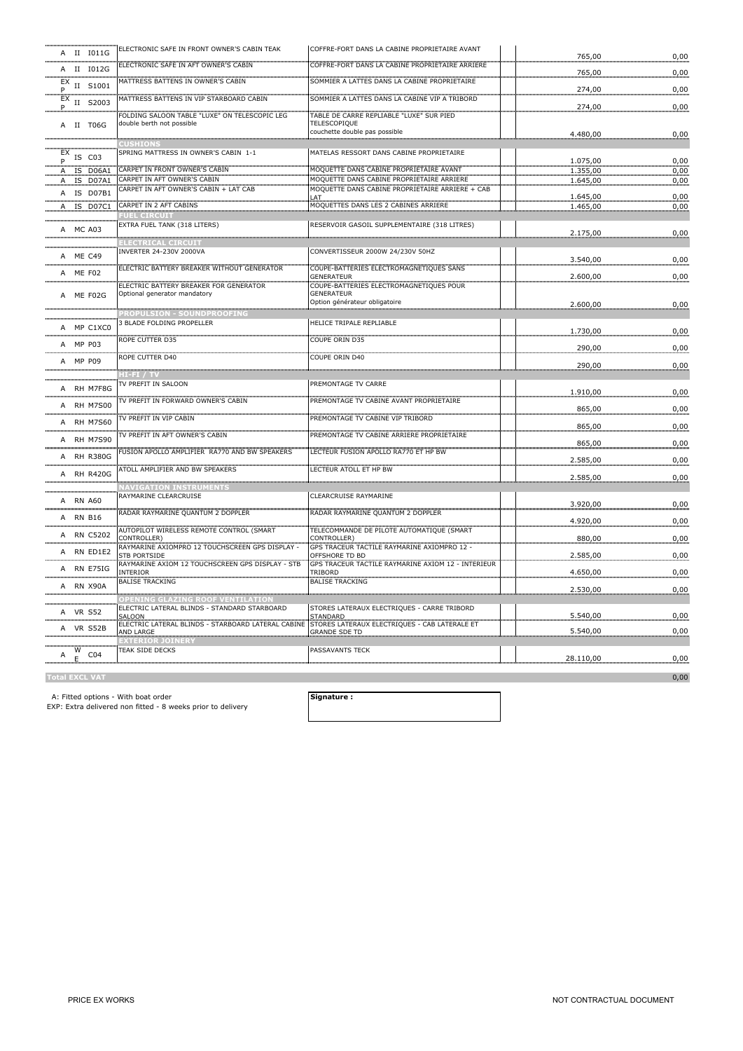| | | | | | | | |
|---|---|---|---|---|---|---|---|
| A | II | I011G | ELECTRONIC SAFE IN FRONT OWNER'S CABIN TEAK | COFFRE-FORT DANS LA CABINE PROPRIETAIRE AVANT | | 765,00 | 0,00 |
| A | II | I012G | ELECTRONIC SAFE IN AFT OWNER'S CABIN | COFFRE-FORT DANS LA CABINE PROPRIETAIRE ARRIERE | | 765,00 | 0,00 |
| EXP | II | S1001 | MATTRESS BATTENS IN OWNER'S CABIN | SOMMIER A LATTES DANS LA CABINE PROPRIETAIRE | | 274,00 | 0,00 |
| EXP | II | S2003 | MATTRESS BATTENS IN VIP STARBOARD CABIN | SOMMIER A LATTES DANS LA CABINE VIP A TRIBORD | | 274,00 | 0,00 |
| A | II | T06G | FOLDING SALOON TABLE "LUXE" ON TELESCOPIC LEG double berth not possible | TABLE DE CARRE REPLIABLE "LUXE" SUR PIED TELESCOPIQUE couchette double pas possible | | 4.480,00 | 0,00 |
| | | | **CUSHIONS** | | | | |
| EXP | IS | C03 | SPRING MATTRESS IN OWNER'S CABIN 1-1 | MATELAS RESSORT DANS CABINE PROPRIETAIRE | | 1.075,00 | 0,00 |
| A | IS | D06A1 | CARPET IN FRONT OWNER'S CABIN | MOQUETTE DANS CABINE PROPRIETAIRE AVANT | | 1.355,00 | 0,00 |
| A | IS | D07A1 | CARPET IN AFT OWNER'S CABIN | MOQUETTE DANS CABINE PROPRIETAIRE ARRIERE | | 1.645,00 | 0,00 |
| A | IS | D07B1 | CARPET IN AFT OWNER'S CABIN + LAT CAB | MOQUETTE DANS CABINE PROPRIETAIRE ARRIERE + CAB LAT | | 1.645,00 | 0,00 |
| A | IS | D07C1 | CARPET IN 2 AFT CABINS | MOQUETTES DANS LES 2 CABINES ARRIERE | | 1.465,00 | 0,00 |
| | | | **FUEL CIRCUIT** | | | | |
| A | MC | A03 | EXTRA FUEL TANK (318 LITERS) | RESERVOIR GASOIL SUPPLEMENTAIRE (318 LITRES) | | 2.175,00 | 0,00 |
| | | | **ELECTRICAL CIRCUIT** | | | | |
| A | ME | C49 | INVERTER 24-230V 2000VA | CONVERTISSEUR 2000W 24/230V 50HZ | | 3.540,00 | 0,00 |
| A | ME | F02 | ELECTRIC BATTERY BREAKER WITHOUT GENERATOR | COUPE-BATTERIES ELECTROMAGNETIQUES SANS GENERATEUR | | 2.600,00 | 0,00 |
| A | ME | F02G | ELECTRIC BATTERY BREAKER FOR GENERATOR Optional generator mandatory | COUPE-BATTERIES ELECTROMAGNETIQUES POUR GENERATEUR Option générateur obligatoire | | 2.600,00 | 0,00 |
| | | | **PROPULSION - SOUNDPROOFING** | | | | |
| A | MP | C1XC0 | 3 BLADE FOLDING PROPELLER | HELICE TRIPALE REPLIABLE | | 1.730,00 | 0,00 |
| A | MP | P03 | ROPE CUTTER D35 | COUPE ORIN D35 | | 290,00 | 0,00 |
| A | MP | P09 | ROPE CUTTER D40 | COUPE ORIN D40 | | 290,00 | 0,00 |
| | | | **HI-FI / TV** | | | | |
| A | RH | M7F8G | TV PREFIT IN SALOON | PREMONTAGE TV CARRE | | 1.910,00 | 0,00 |
| A | RH | M7S00 | TV PREFIT IN FORWARD OWNER'S CABIN | PREMONTAGE TV CABINE AVANT PROPRIETAIRE | | 865,00 | 0,00 |
| A | RH | M7S60 | TV PREFIT IN VIP CABIN | PREMONTAGE TV CABINE VIP TRIBORD | | 865,00 | 0,00 |
| A | RH | M7S90 | TV PREFIT IN AFT OWNER'S CABIN | PREMONTAGE TV CABINE ARRIERE PROPRIETAIRE | | 865,00 | 0,00 |
| A | RH | R380G | FUSION APOLLO AMPLIFIER RA770 AND BW SPEAKERS | LECTEUR FUSION APOLLO RA770 ET HP BW | | 2.585,00 | 0,00 |
| A | RH | R420G | ATOLL AMPLIFIER AND BW SPEAKERS | LECTEUR ATOLL ET HP BW | | 2.585,00 | 0,00 |
| | | | **NAVIGATION INSTRUMENTS** | | | | |
| A | RN | A60 | RAYMARINE CLEARCRUISE | CLEARCRUISE RAYMARINE | | 3.920,00 | 0,00 |
| A | RN | B16 | RADAR RAYMARINE QUANTUM 2 DOPPLER | RADAR RAYMARINE QUANTUM 2 DOPPLER | | 4.920,00 | 0,00 |
| A | RN | C5202 | AUTOPILOT WIRELESS REMOTE CONTROL (SMART CONTROLLER) | TELECOMMANDE DE PILOTE AUTOMATIQUE (SMART CONTROLLER) | | 880,00 | 0,00 |
| A | RN | ED1E2 | RAYMARINE AXIOMPRO 12 TOUCHSCREEN GPS DISPLAY - STB PORTSIDE | GPS TRACEUR TACTILE RAYMARINE AXIOMPRO 12 - OFFSHORE TD BD | | 2.585,00 | 0,00 |
| A | RN | E75IG | RAYMARINE AXIOM 12 TOUCHSCREEN GPS DISPLAY - STB INTERIOR | GPS TRACEUR TACTILE RAYMARINE AXIOM 12 - INTERIEUR TRIBORD | | 4.650,00 | 0,00 |
| A | RN | X90A | BALISE TRACKING | BALISE TRACKING | | 2.530,00 | 0,00 |
| | | | **OPENING GLAZING ROOF VENTILATION** | | | | |
| A | VR | S52 | ELECTRIC LATERAL BLINDS - STANDARD STARBOARD SALOON | STORES LATERAUX ELECTRIQUES - CARRE TRIBORD STANDARD | | 5.540,00 | 0,00 |
| A | VR | S52B | ELECTRIC LATERAL BLINDS - STARBOARD LATERAL CABIN AND LARGE | STORES LATERAUX ELECTRIQUES - CAB LATERALE ET GRANDE SDE TD | | 5.540,00 | 0,00 |
| | | | **EXTERIOR JOINERY** | | | | |
| A | WE | C04 | TEAK SIDE DECKS | PASSAVANTS TECK | | 28.110,00 | 0,00 |
| **Total EXCL VAT** | | | | | | | 0,00 |

A: Fitted options - With boat order
EXP: Extra delivered non fitted - 8 weeks prior to delivery

**Signature :**

PRICE EX WORKS

NOT CONTRACTUAL DOCUMENT